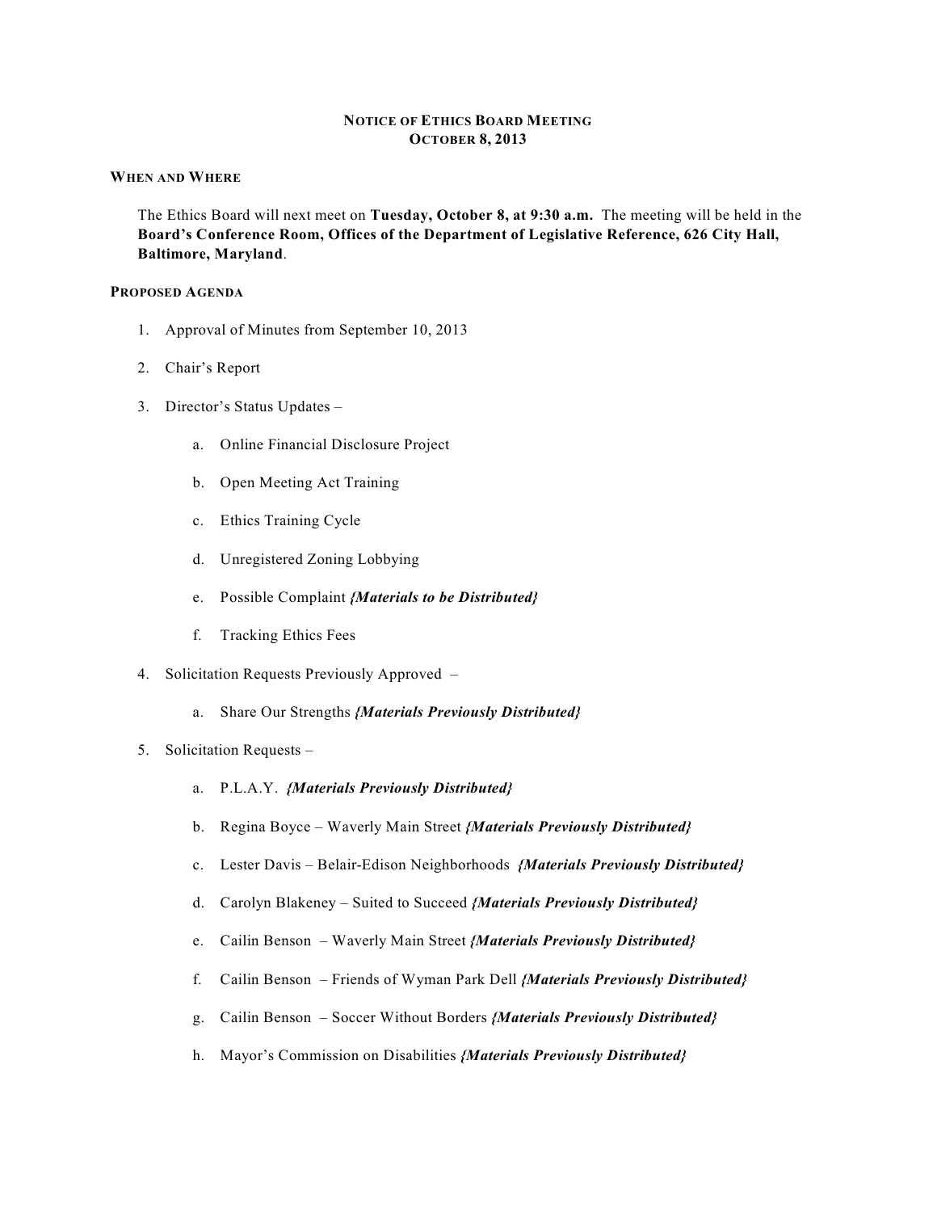# NOTICE OF ETHICS BOARD MEETING
# OCTOBER 8, 2013

## WHEN AND WHERE

The Ethics Board will next meet on **Tuesday, October 8, at 9:30 a.m.** The meeting will be held in the **Board's Conference Room, Offices of the Department of Legislative Reference, 626 City Hall, Baltimore, Maryland**.

## PROPOSED AGENDA

1. Approval of Minutes from September 10, 2013

2. Chair's Report

3. Director's Status Updates –

   a. Online Financial Disclosure Project

   b. Open Meeting Act Training

   c. Ethics Training Cycle

   d. Unregistered Zoning Lobbying

   e. Possible Complaint ***{Materials to be Distributed}***

   f. Tracking Ethics Fees

4. Solicitation Requests Previously Approved –

   a. Share Our Strengths ***{Materials Previously Distributed}***

5. Solicitation Requests –

   a. P.L.A.Y. ***{Materials Previously Distributed}***

   b. Regina Boyce – Waverly Main Street ***{Materials Previously Distributed}***

   c. Lester Davis – Belair-Edison Neighborhoods ***{Materials Previously Distributed}***

   d. Carolyn Blakeney – Suited to Succeed ***{Materials Previously Distributed}***

   e. Cailin Benson – Waverly Main Street ***{Materials Previously Distributed}***

   f. Cailin Benson – Friends of Wyman Park Dell ***{Materials Previously Distributed}***

   g. Cailin Benson – Soccer Without Borders ***{Materials Previously Distributed}***

   h. Mayor's Commission on Disabilities ***{Materials Previously Distributed}***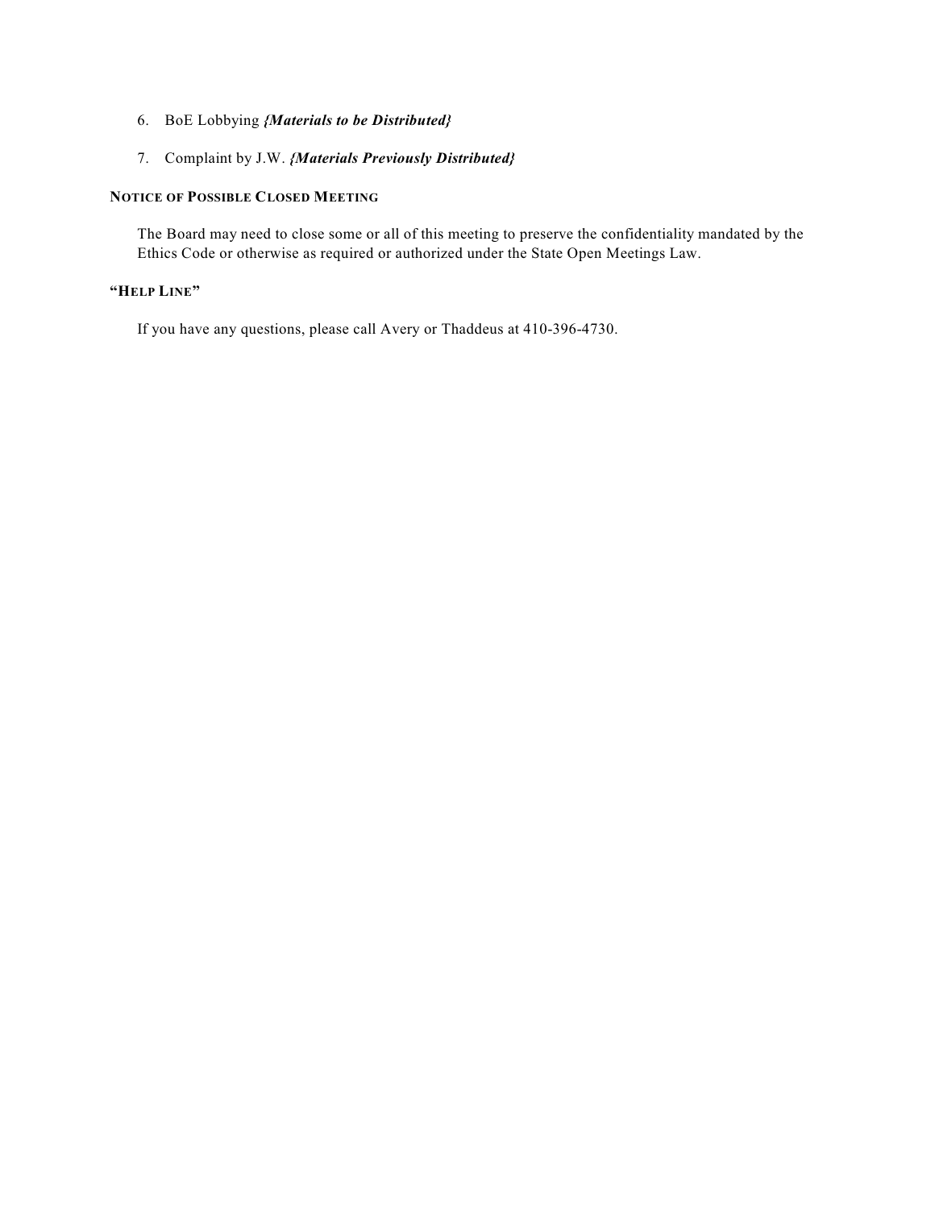6. BoE Lobbying *{Materials to be Distributed}*

7. Complaint by J.W. *{Materials Previously Distributed}*

### NOTICE OF POSSIBLE CLOSED MEETING

The Board may need to close some or all of this meeting to preserve the confidentiality mandated by the Ethics Code or otherwise as required or authorized under the State Open Meetings Law.

### "HELP LINE"

If you have any questions, please call Avery or Thaddeus at 410-396-4730.